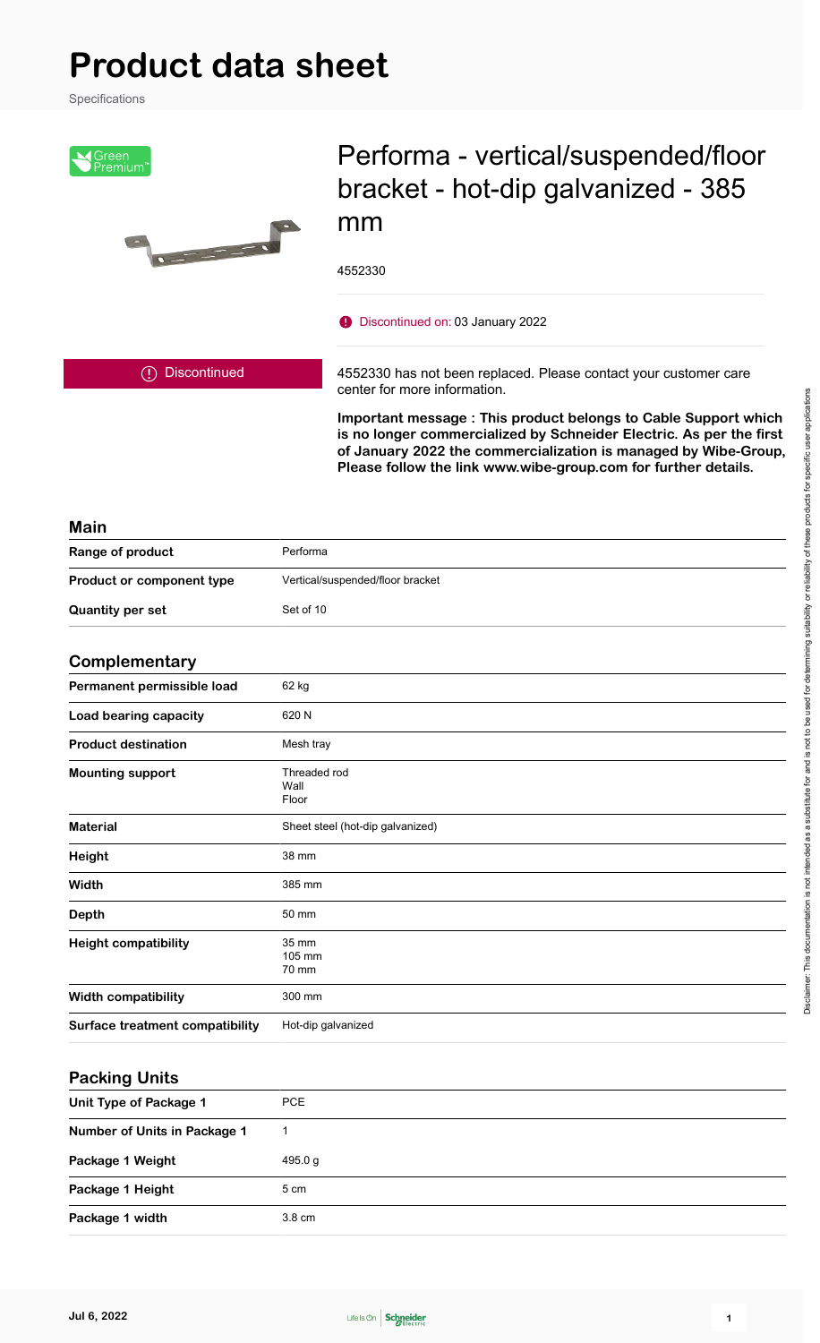# Product data sheet

Specifications

Green Premium

# Performa - vertical/suspended/floor bracket - hot-dip galvanized - 385 mm

4552330

Discontinued on: 03 January 2022

Discontinued

4552330 has not been replaced. Please contact your customer care center for more information.

**Important message : This product belongs to Cable Support which is no longer commercialized by Schneider Electric. As per the first of January 2022 the commercialization is managed by Wibe-Group, Please follow the link www.wibe-group.com for further details.**

## Main

| | |
|---|---|
| **Range of product** | Performa |
| **Product or component type** | Vertical/suspended/floor bracket |
| **Quantity per set** | Set of 10 |

## Complementary

| | |
|---|---|
| **Permanent permissible load** | 62 kg |
| **Load bearing capacity** | 620 N |
| **Product destination** | Mesh tray |
| **Mounting support** | Threaded rod<br>Wall<br>Floor |
| **Material** | Sheet steel (hot-dip galvanized) |
| **Height** | 38 mm |
| **Width** | 385 mm |
| **Depth** | 50 mm |
| **Height compatibility** | 35 mm<br>105 mm<br>70 mm |
| **Width compatibility** | 300 mm |
| **Surface treatment compatibility** | Hot-dip galvanized |

## Packing Units

| | |
|---|---|
| **Unit Type of Package 1** | PCE |
| **Number of Units in Package 1** | 1 |
| **Package 1 Weight** | 495.0 g |
| **Package 1 Height** | 5 cm |
| **Package 1 width** | 3.8 cm |

Disclaimer: This documentation is not intended as a substitute for and is not to be used for determining suitability or reliability of these products for specific user applications

Jul 6, 2022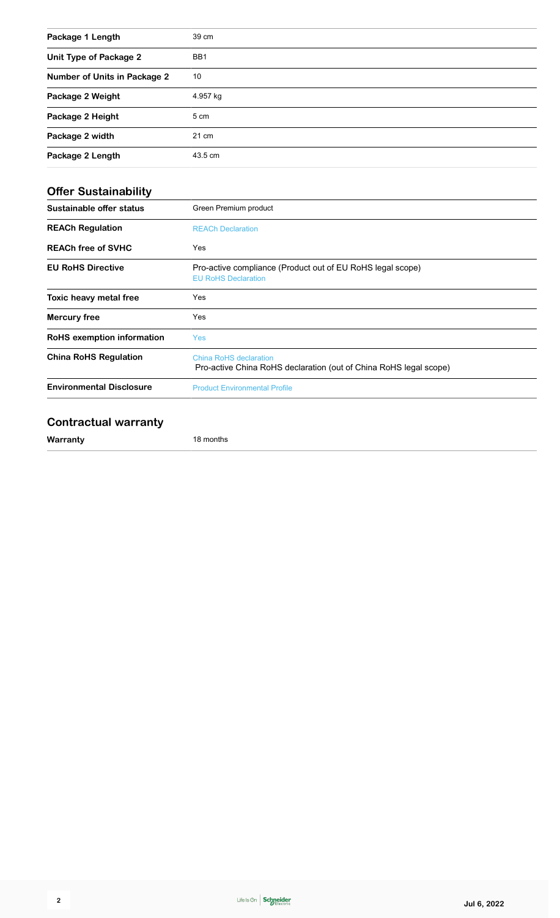| | |
|---|---|
| **Package 1 Length** | 39 cm |
| **Unit Type of Package 2** | BB1 |
| **Number of Units in Package 2** | 10 |
| **Package 2 Weight** | 4.957 kg |
| **Package 2 Height** | 5 cm |
| **Package 2 width** | 21 cm |
| **Package 2 Length** | 43.5 cm |

## Offer Sustainability

| | |
|---|---|
| **Sustainable offer status** | Green Premium product |
| **REACh Regulation** | REACh Declaration |
| **REACh free of SVHC** | Yes |
| **EU RoHS Directive** | Pro-active compliance (Product out of EU RoHS legal scope)<br>EU RoHS Declaration |
| **Toxic heavy metal free** | Yes |
| **Mercury free** | Yes |
| **RoHS exemption information** | Yes |
| **China RoHS Regulation** | China RoHS declaration<br>Pro-active China RoHS declaration (out of China RoHS legal scope) |
| **Environmental Disclosure** | Product Environmental Profile |

## Contractual warranty

| | |
|---|---|
| **Warranty** | 18 months |